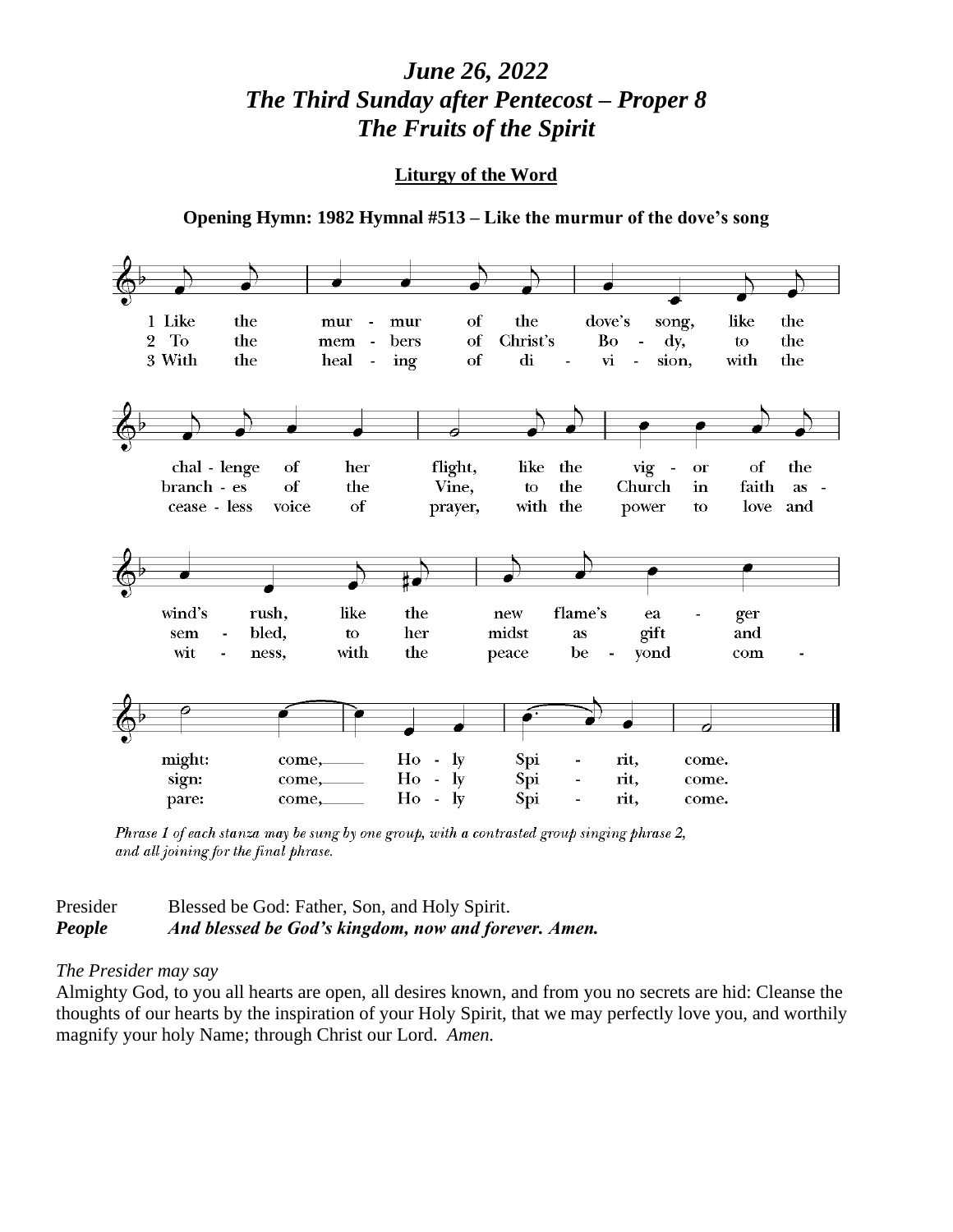# *June 26, 2022 The Third Sunday after Pentecost – Proper 8 The Fruits of the Spirit*

### **Liturgy of the Word**



**Opening Hymn: 1982 Hymnal #513 – Like the murmur of the dove's song**

Phrase 1 of each stanza may be sung by one group, with a contrasted group singing phrase 2, and all joining for the final phrase.

### Presider Blessed be God: Father, Son, and Holy Spirit. *People And blessed be God's kingdom, now and forever. Amen.*

#### *The Presider may say*

Almighty God, to you all hearts are open, all desires known, and from you no secrets are hid: Cleanse the thoughts of our hearts by the inspiration of your Holy Spirit, that we may perfectly love you, and worthily magnify your holy Name; through Christ our Lord. *Amen.*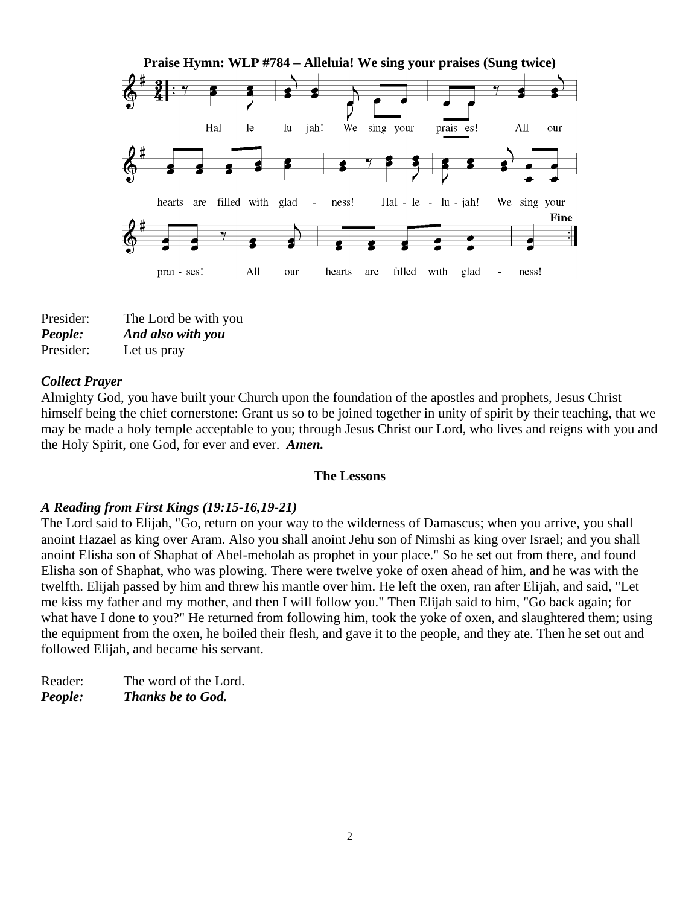

| Presider: | The Lord be with you |
|-----------|----------------------|
| People:   | And also with you    |
|           |                      |

Presider: Let us pray

#### *Collect Prayer*

Almighty God, you have built your Church upon the foundation of the apostles and prophets, Jesus Christ himself being the chief cornerstone: Grant us so to be joined together in unity of spirit by their teaching, that we may be made a holy temple acceptable to you; through Jesus Christ our Lord, who lives and reigns with you and the Holy Spirit, one God, for ever and ever. *Amen.*

#### **The Lessons**

#### *A Reading from First Kings (19:15-16,19-21)*

The Lord said to Elijah, "Go, return on your way to the wilderness of Damascus; when you arrive, you shall anoint Hazael as king over Aram. Also you shall anoint Jehu son of Nimshi as king over Israel; and you shall anoint Elisha son of Shaphat of Abel-meholah as prophet in your place." So he set out from there, and found Elisha son of Shaphat, who was plowing. There were twelve yoke of oxen ahead of him, and he was with the twelfth. Elijah passed by him and threw his mantle over him. He left the oxen, ran after Elijah, and said, "Let me kiss my father and my mother, and then I will follow you." Then Elijah said to him, "Go back again; for what have I done to you?" He returned from following him, took the yoke of oxen, and slaughtered them; using the equipment from the oxen, he boiled their flesh, and gave it to the people, and they ate. Then he set out and followed Elijah, and became his servant.

| Reader: | The word of the Lord.    |
|---------|--------------------------|
| People: | <b>Thanks be to God.</b> |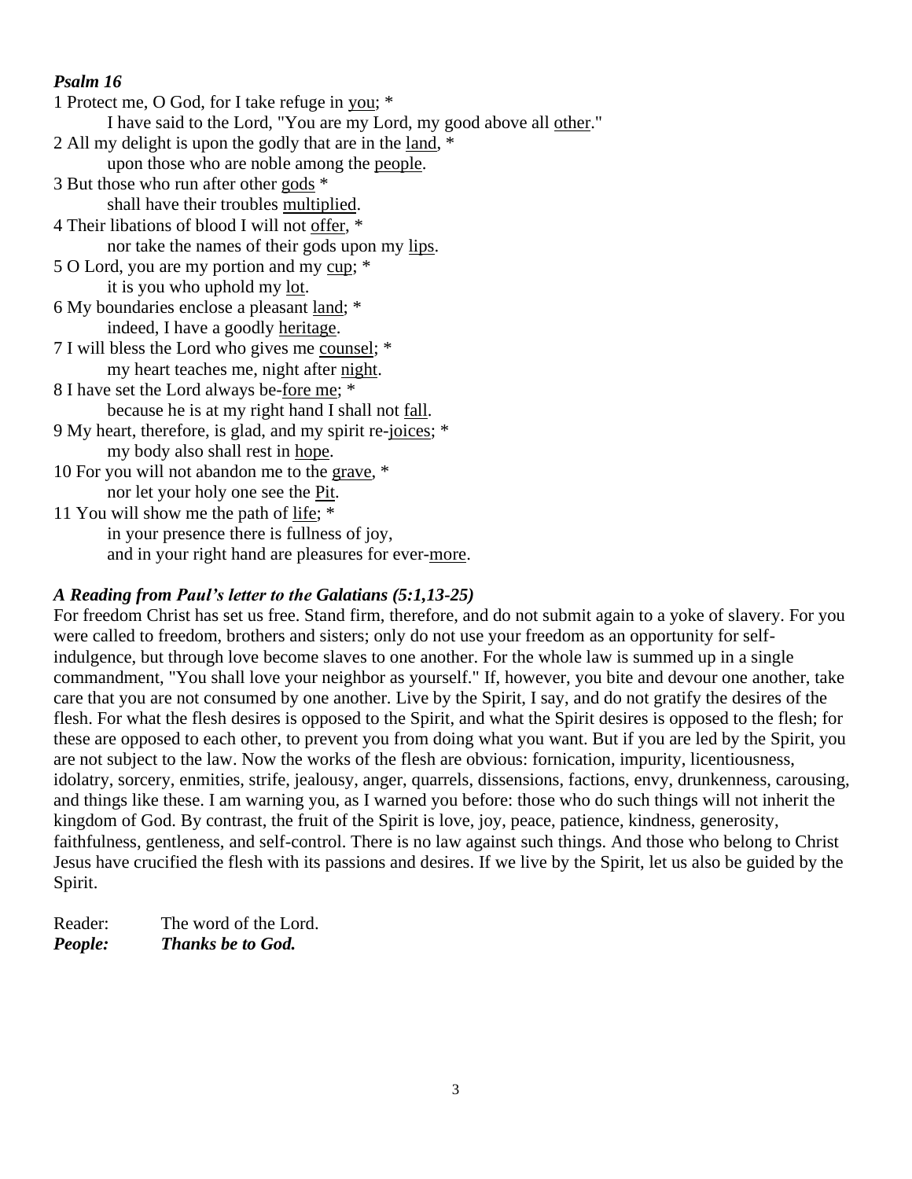# *Psalm 16*

1 Protect me, O God, for I take refuge in you; \* I have said to the Lord, "You are my Lord, my good above all other." 2 All my delight is upon the godly that are in the land, \* upon those who are noble among the people. 3 But those who run after other gods \* shall have their troubles multiplied. 4 Their libations of blood I will not offer, \* nor take the names of their gods upon my lips. 5 O Lord, you are my portion and my cup; \* it is you who uphold my lot. 6 My boundaries enclose a pleasant land; \* indeed, I have a goodly heritage. 7 I will bless the Lord who gives me counsel; \* my heart teaches me, night after night. 8 I have set the Lord always be-fore me; \* because he is at my right hand I shall not fall. 9 My heart, therefore, is glad, and my spirit re-joices; \* my body also shall rest in hope. 10 For you will not abandon me to the grave, \* nor let your holy one see the Pit. 11 You will show me the path of life; \* in your presence there is fullness of joy, and in your right hand are pleasures for ever-more.

# *A Reading from Paul's letter to the Galatians (5:1,13-25)*

For freedom Christ has set us free. Stand firm, therefore, and do not submit again to a yoke of slavery. For you were called to freedom, brothers and sisters; only do not use your freedom as an opportunity for selfindulgence, but through love become slaves to one another. For the whole law is summed up in a single commandment, "You shall love your neighbor as yourself." If, however, you bite and devour one another, take care that you are not consumed by one another. Live by the Spirit, I say, and do not gratify the desires of the flesh. For what the flesh desires is opposed to the Spirit, and what the Spirit desires is opposed to the flesh; for these are opposed to each other, to prevent you from doing what you want. But if you are led by the Spirit, you are not subject to the law. Now the works of the flesh are obvious: fornication, impurity, licentiousness, idolatry, sorcery, enmities, strife, jealousy, anger, quarrels, dissensions, factions, envy, drunkenness, carousing, and things like these. I am warning you, as I warned you before: those who do such things will not inherit the kingdom of God. By contrast, the fruit of the Spirit is love, joy, peace, patience, kindness, generosity, faithfulness, gentleness, and self-control. There is no law against such things. And those who belong to Christ Jesus have crucified the flesh with its passions and desires. If we live by the Spirit, let us also be guided by the Spirit.

Reader: The word of the Lord. *People: Thanks be to God.*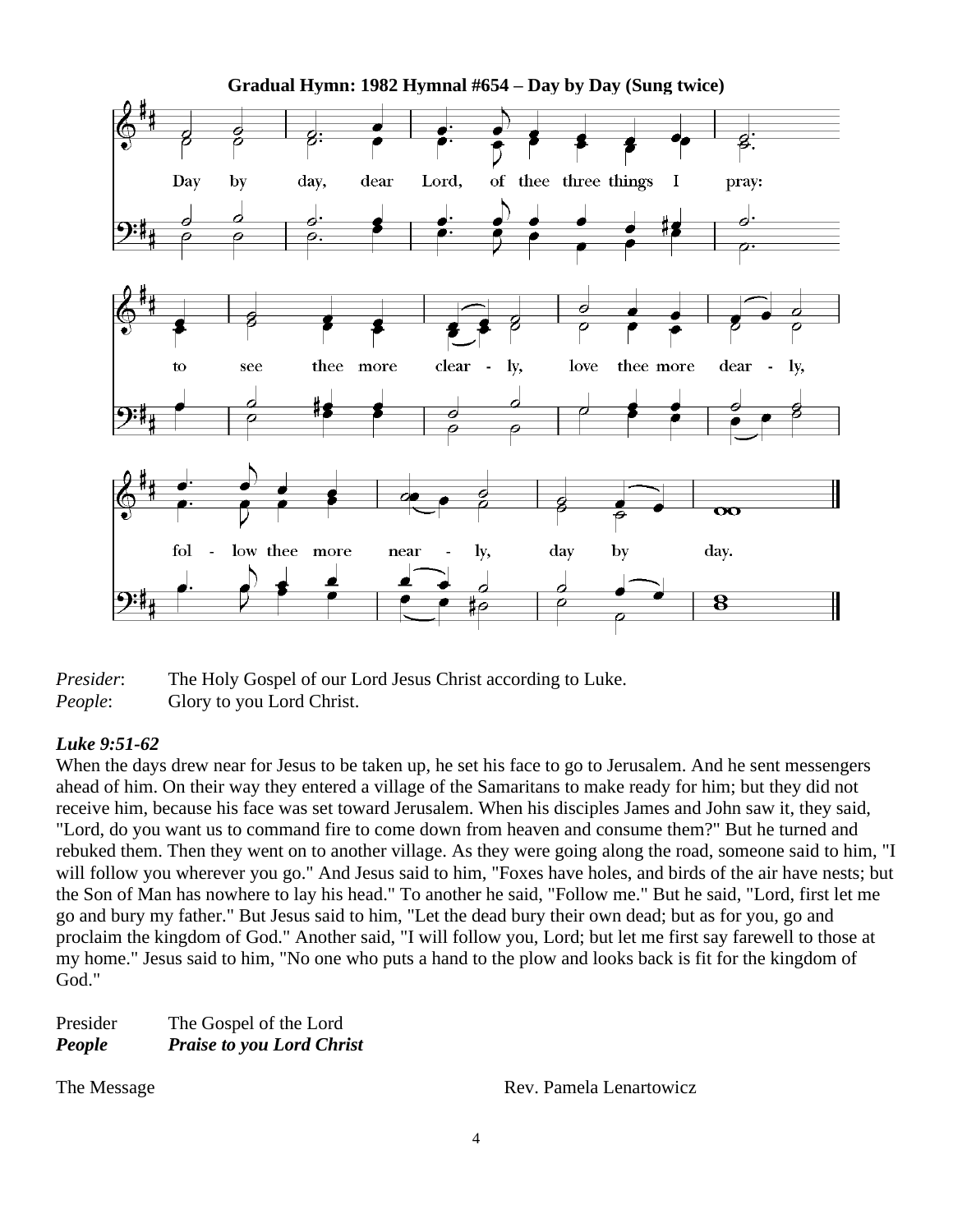

*Presider*: The Holy Gospel of our Lord Jesus Christ according to Luke. *People*: Glory to you Lord Christ.

# *Luke 9:51-62*

When the days drew near for Jesus to be taken up, he set his face to go to Jerusalem. And he sent messengers ahead of him. On their way they entered a village of the Samaritans to make ready for him; but they did not receive him, because his face was set toward Jerusalem. When his disciples James and John saw it, they said, "Lord, do you want us to command fire to come down from heaven and consume them?" But he turned and rebuked them. Then they went on to another village. As they were going along the road, someone said to him, "I will follow you wherever you go." And Jesus said to him, "Foxes have holes, and birds of the air have nests; but the Son of Man has nowhere to lay his head." To another he said, "Follow me." But he said, "Lord, first let me go and bury my father." But Jesus said to him, "Let the dead bury their own dead; but as for you, go and proclaim the kingdom of God." Another said, "I will follow you, Lord; but let me first say farewell to those at my home." Jesus said to him, "No one who puts a hand to the plow and looks back is fit for the kingdom of God."

Presider The Gospel of the Lord *People Praise to you Lord Christ*

The Message Rev. Pamela Lenartowicz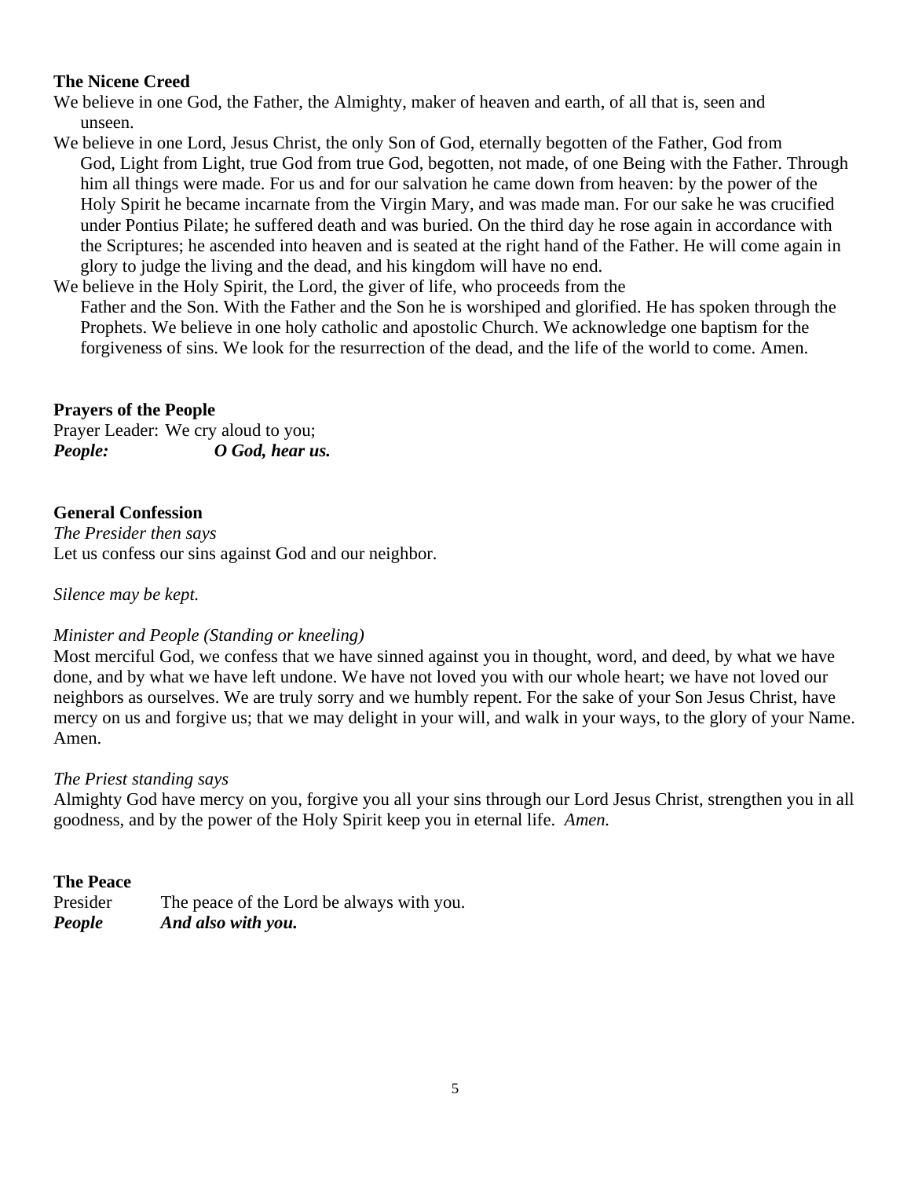# **The Nicene Creed**

We believe in one God, the Father, the Almighty, maker of heaven and earth, of all that is, seen and unseen.

- We believe in one Lord, Jesus Christ, the only Son of God, eternally begotten of the Father, God from God, Light from Light, true God from true God, begotten, not made, of one Being with the Father. Through him all things were made. For us and for our salvation he came down from heaven: by the power of the Holy Spirit he became incarnate from the Virgin Mary, and was made man. For our sake he was crucified under Pontius Pilate; he suffered death and was buried. On the third day he rose again in accordance with the Scriptures; he ascended into heaven and is seated at the right hand of the Father. He will come again in glory to judge the living and the dead, and his kingdom will have no end.
- We believe in the Holy Spirit, the Lord, the giver of life, who proceeds from the Father and the Son. With the Father and the Son he is worshiped and glorified. He has spoken through the Prophets. We believe in one holy catholic and apostolic Church. We acknowledge one baptism for the forgiveness of sins. We look for the resurrection of the dead, and the life of the world to come. Amen.

# **Prayers of the People**

Prayer Leader: We cry aloud to you; *People: O God, hear us.*

# **General Confession**

*The Presider then says* Let us confess our sins against God and our neighbor.

*Silence may be kept.*

# *Minister and People (Standing or kneeling)*

Most merciful God, we confess that we have sinned against you in thought, word, and deed, by what we have done, and by what we have left undone. We have not loved you with our whole heart; we have not loved our neighbors as ourselves. We are truly sorry and we humbly repent. For the sake of your Son Jesus Christ, have mercy on us and forgive us; that we may delight in your will, and walk in your ways, to the glory of your Name. Amen.

# *The Priest standing says*

Almighty God have mercy on you, forgive you all your sins through our Lord Jesus Christ, strengthen you in all goodness, and by the power of the Holy Spirit keep you in eternal life. *Amen.*

# **The Peace**

| Presider | The peace of the Lord be always with you. |
|----------|-------------------------------------------|
| People   | And also with you.                        |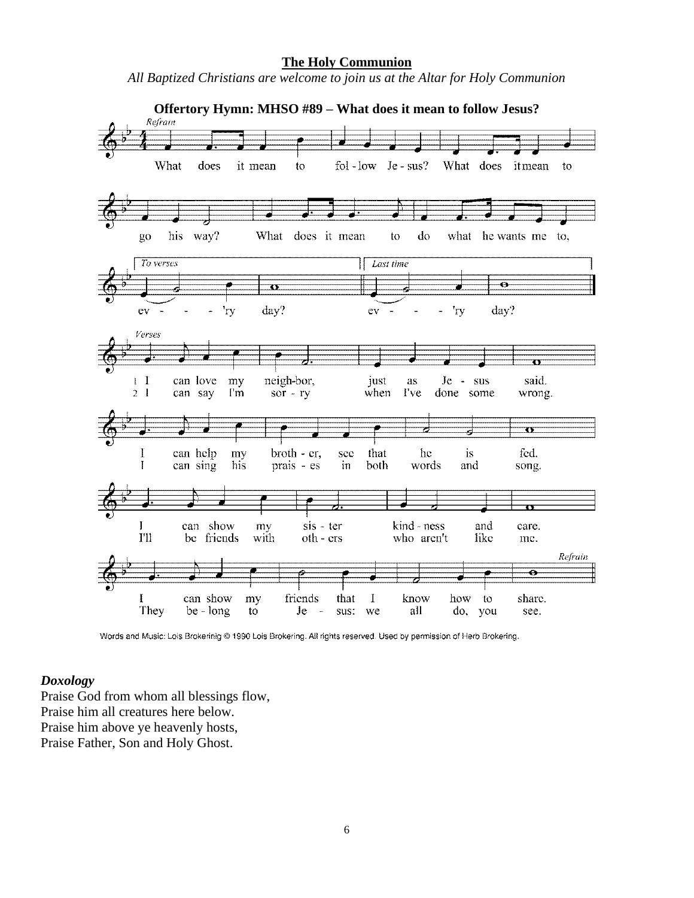#### **The Holy Communion**

*All Baptized Christians are welcome to join us at the Altar for Holy Communion*



Words and Music: Lois Brokerinig @ 1990 Lois Brokering. All rights reserved. Used by permission of Herb Brokering.

#### *Doxology*

Praise God from whom all blessings flow, Praise him all creatures here below. Praise him above ye heavenly hosts, Praise Father, Son and Holy Ghost.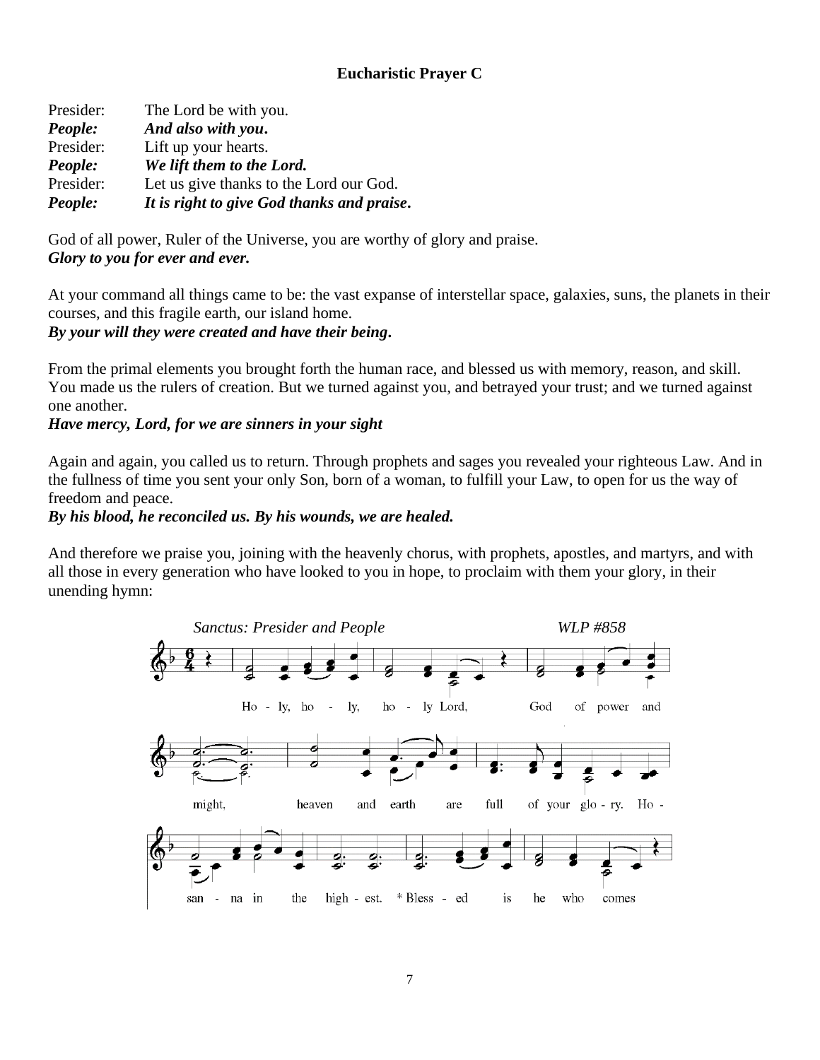# **Eucharistic Prayer C**

| Presider:      | The Lord be with you.                      |
|----------------|--------------------------------------------|
| People:        | And also with you.                         |
| Presider:      | Lift up your hearts.                       |
| <b>People:</b> | We lift them to the Lord.                  |
| Presider:      | Let us give thanks to the Lord our God.    |
| People:        | It is right to give God thanks and praise. |

God of all power, Ruler of the Universe, you are worthy of glory and praise. *Glory to you for ever and ever.*

At your command all things came to be: the vast expanse of interstellar space, galaxies, suns, the planets in their courses, and this fragile earth, our island home.

*By your will they were created and have their being***.**

From the primal elements you brought forth the human race, and blessed us with memory, reason, and skill. You made us the rulers of creation. But we turned against you, and betrayed your trust; and we turned against one another.

*Have mercy, Lord, for we are sinners in your sight*

Again and again, you called us to return. Through prophets and sages you revealed your righteous Law. And in the fullness of time you sent your only Son, born of a woman, to fulfill your Law, to open for us the way of freedom and peace.

*By his blood, he reconciled us. By his wounds, we are healed.*

And therefore we praise you, joining with the heavenly chorus, with prophets, apostles, and martyrs, and with all those in every generation who have looked to you in hope, to proclaim with them your glory, in their unending hymn:

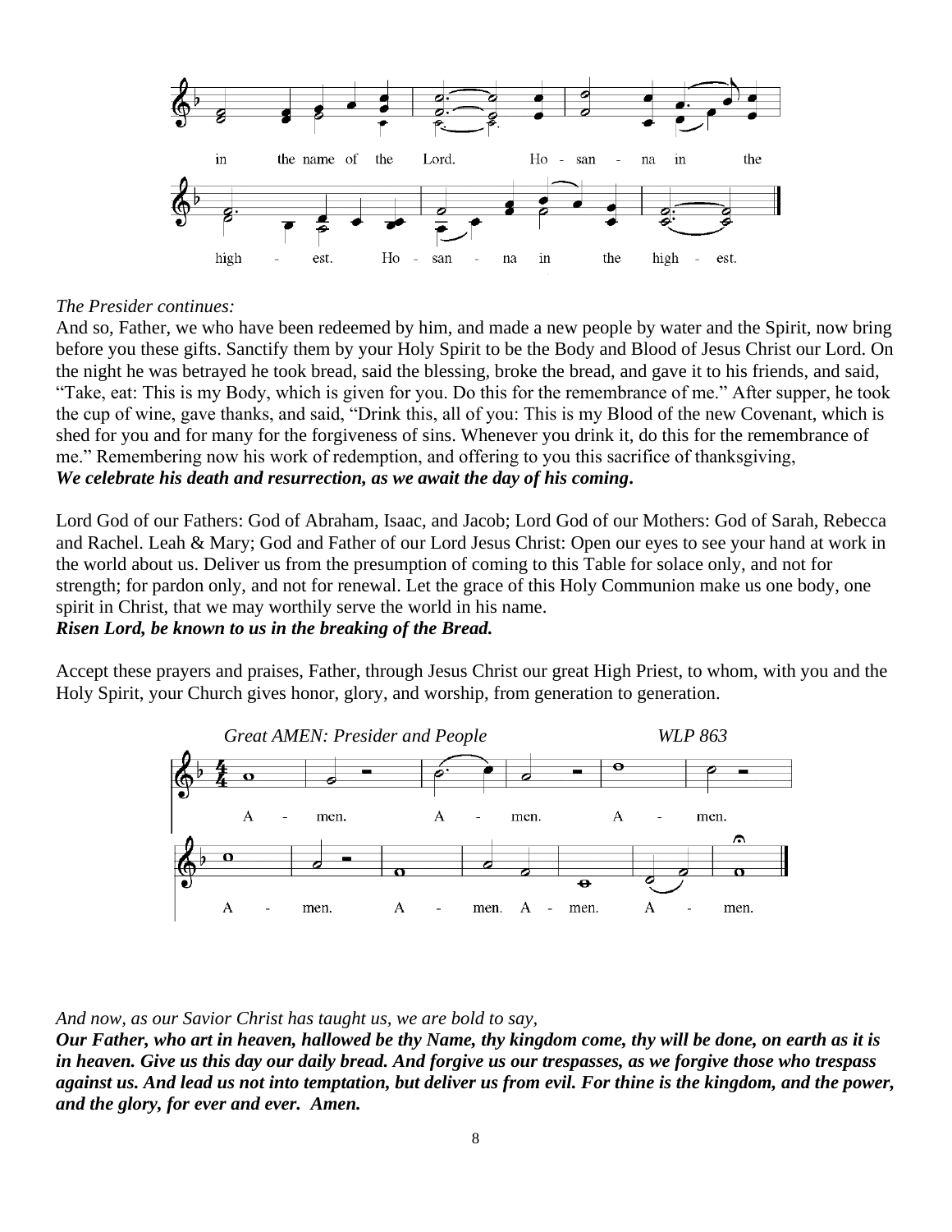

#### *The Presider continues:*

And so, Father, we who have been redeemed by him, and made a new people by water and the Spirit, now bring before you these gifts. Sanctify them by your Holy Spirit to be the Body and Blood of Jesus Christ our Lord. On the night he was betrayed he took bread, said the blessing, broke the bread, and gave it to his friends, and said, "Take, eat: This is my Body, which is given for you. Do this for the remembrance of me." After supper, he took the cup of wine, gave thanks, and said, "Drink this, all of you: This is my Blood of the new Covenant, which is shed for you and for many for the forgiveness of sins. Whenever you drink it, do this for the remembrance of me." Remembering now his work of redemption, and offering to you this sacrifice of thanksgiving, *We celebrate his death and resurrection, as we await the day of his coming***.**

Lord God of our Fathers: God of Abraham, Isaac, and Jacob; Lord God of our Mothers: God of Sarah, Rebecca and Rachel. Leah & Mary; God and Father of our Lord Jesus Christ: Open our eyes to see your hand at work in the world about us. Deliver us from the presumption of coming to this Table for solace only, and not for strength; for pardon only, and not for renewal. Let the grace of this Holy Communion make us one body, one spirit in Christ, that we may worthily serve the world in his name. *Risen Lord, be known to us in the breaking of the Bread.*

Accept these prayers and praises, Father, through Jesus Christ our great High Priest, to whom, with you and the Holy Spirit, your Church gives honor, glory, and worship, from generation to generation.



*And now, as our Savior Christ has taught us, we are bold to say,*

*Our Father, who art in heaven, hallowed be thy Name, thy kingdom come, thy will be done, on earth as it is in heaven. Give us this day our daily bread. And forgive us our trespasses, as we forgive those who trespass against us. And lead us not into temptation, but deliver us from evil. For thine is the kingdom, and the power, and the glory, for ever and ever. Amen.*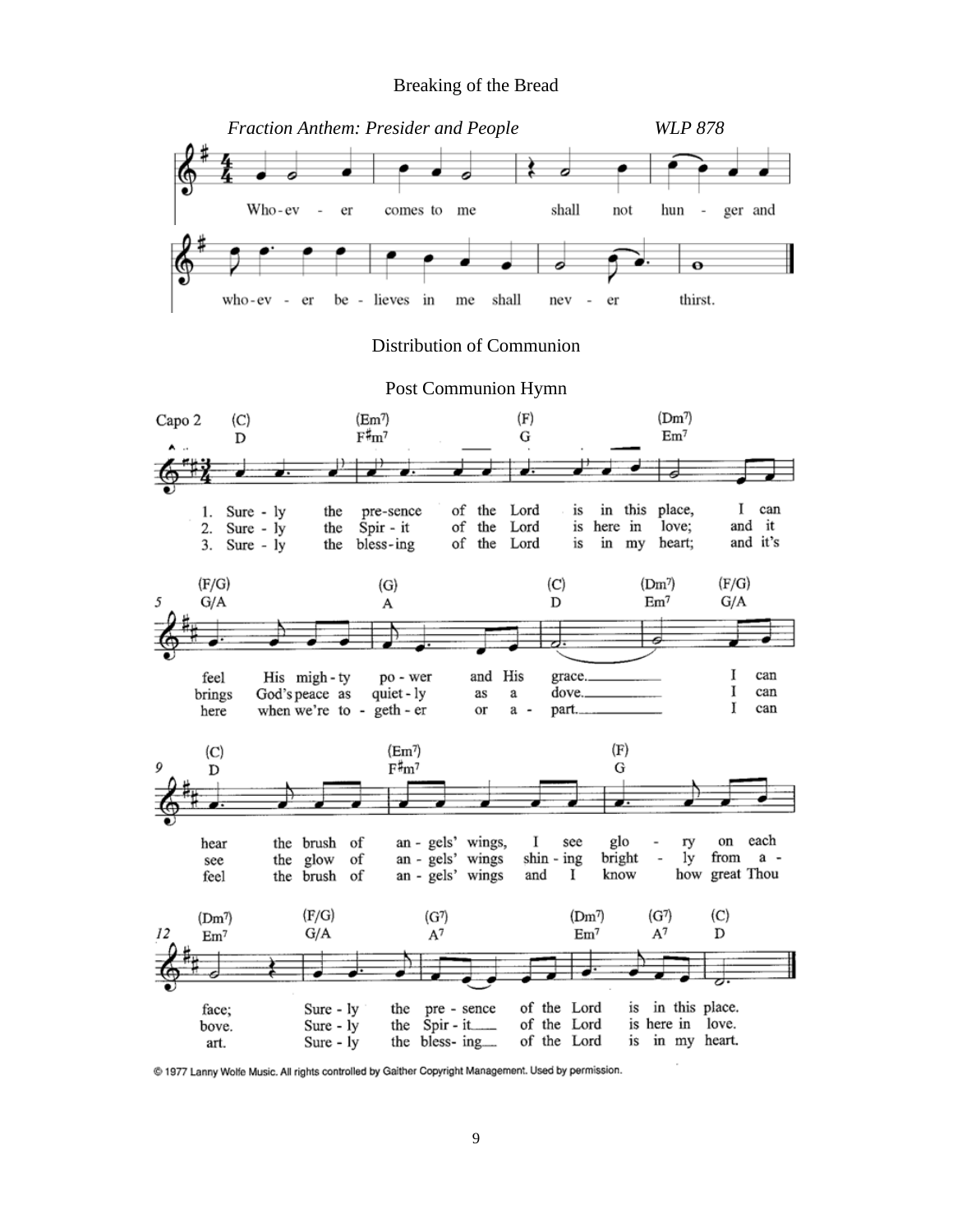#### Breaking of the Bread



@ 1977 Lanny Wolfe Music. All rights controlled by Gaither Copyright Management. Used by permission.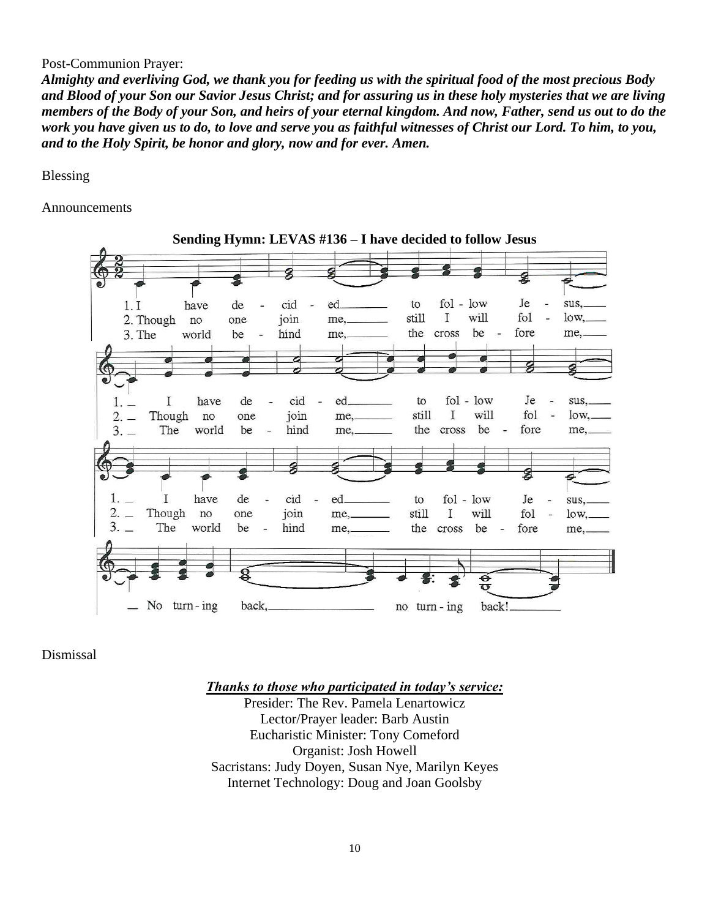#### Post-Communion Prayer:

*Almighty and everliving God, we thank you for feeding us with the spiritual food of the most precious Body and Blood of your Son our Savior Jesus Christ; and for assuring us in these holy mysteries that we are living members of the Body of your Son, and heirs of your eternal kingdom. And now, Father, send us out to do the work you have given us to do, to love and serve you as faithful witnesses of Christ our Lord. To him, to you, and to the Holy Spirit, be honor and glory, now and for ever. Amen.*

Blessing

Announcements



Dismissal

*Thanks to those who participated in today's service:* Presider: The Rev. Pamela Lenartowicz Lector/Prayer leader: Barb Austin Eucharistic Minister: Tony Comeford Organist: Josh Howell Sacristans: Judy Doyen, Susan Nye, Marilyn Keyes Internet Technology: Doug and Joan Goolsby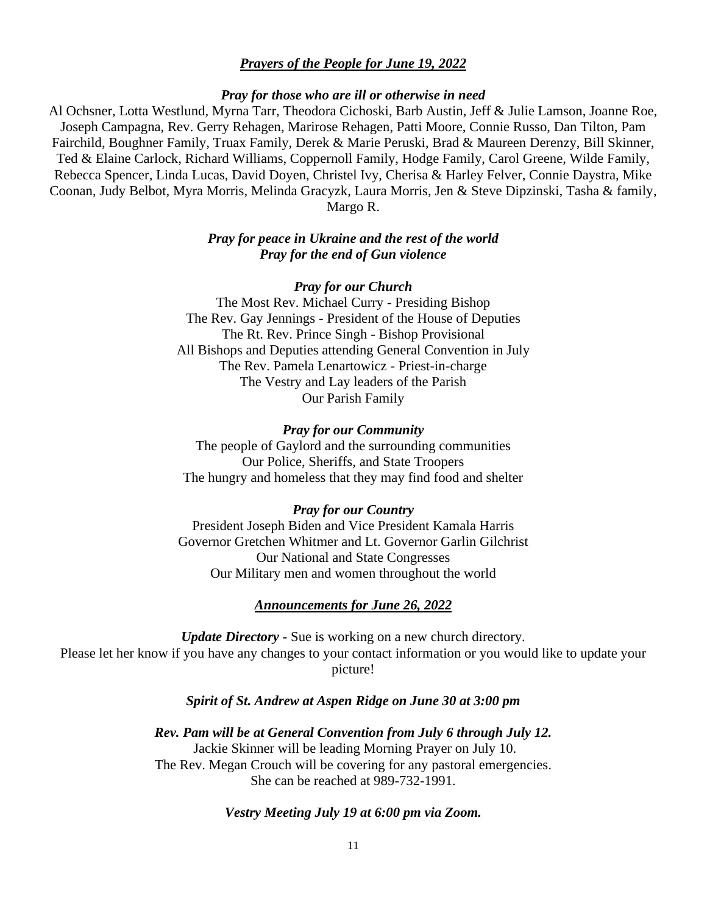#### *Prayers of the People for June 19, 2022*

#### *Pray for those who are ill or otherwise in need*

Al Ochsner, Lotta Westlund, Myrna Tarr, Theodora Cichoski, Barb Austin, Jeff & Julie Lamson, Joanne Roe, Joseph Campagna, Rev. Gerry Rehagen, Marirose Rehagen, Patti Moore, Connie Russo, Dan Tilton, Pam Fairchild, Boughner Family, Truax Family, Derek & Marie Peruski, Brad & Maureen Derenzy, Bill Skinner, Ted & Elaine Carlock, Richard Williams, Coppernoll Family, Hodge Family, Carol Greene, Wilde Family, Rebecca Spencer, Linda Lucas, David Doyen, Christel Ivy, Cherisa & Harley Felver, Connie Daystra, Mike Coonan, Judy Belbot, Myra Morris, Melinda Gracyzk, Laura Morris, Jen & Steve Dipzinski, Tasha & family, Margo R.

#### *Pray for peace in Ukraine and the rest of the world Pray for the end of Gun violence*

#### *Pray for our Church*

The Most Rev. Michael Curry - Presiding Bishop The Rev. Gay Jennings - President of the House of Deputies The Rt. Rev. Prince Singh - Bishop Provisional All Bishops and Deputies attending General Convention in July The Rev. Pamela Lenartowicz - Priest-in-charge The Vestry and Lay leaders of the Parish Our Parish Family

#### *Pray for our Community*

The people of Gaylord and the surrounding communities Our Police, Sheriffs, and State Troopers The hungry and homeless that they may find food and shelter

#### *Pray for our Country*

President Joseph Biden and Vice President Kamala Harris Governor Gretchen Whitmer and Lt. Governor Garlin Gilchrist Our National and State Congresses Our Military men and women throughout the world

#### *Announcements for June 26, 2022*

*Update Directory -* Sue is working on a new church directory. Please let her know if you have any changes to your contact information or you would like to update your picture!

*Spirit of St. Andrew at Aspen Ridge on June 30 at 3:00 pm*

*Rev. Pam will be at General Convention from July 6 through July 12.* Jackie Skinner will be leading Morning Prayer on July 10. The Rev. Megan Crouch will be covering for any pastoral emergencies. She can be reached at 989-732-1991.

#### *Vestry Meeting July 19 at 6:00 pm via Zoom.*